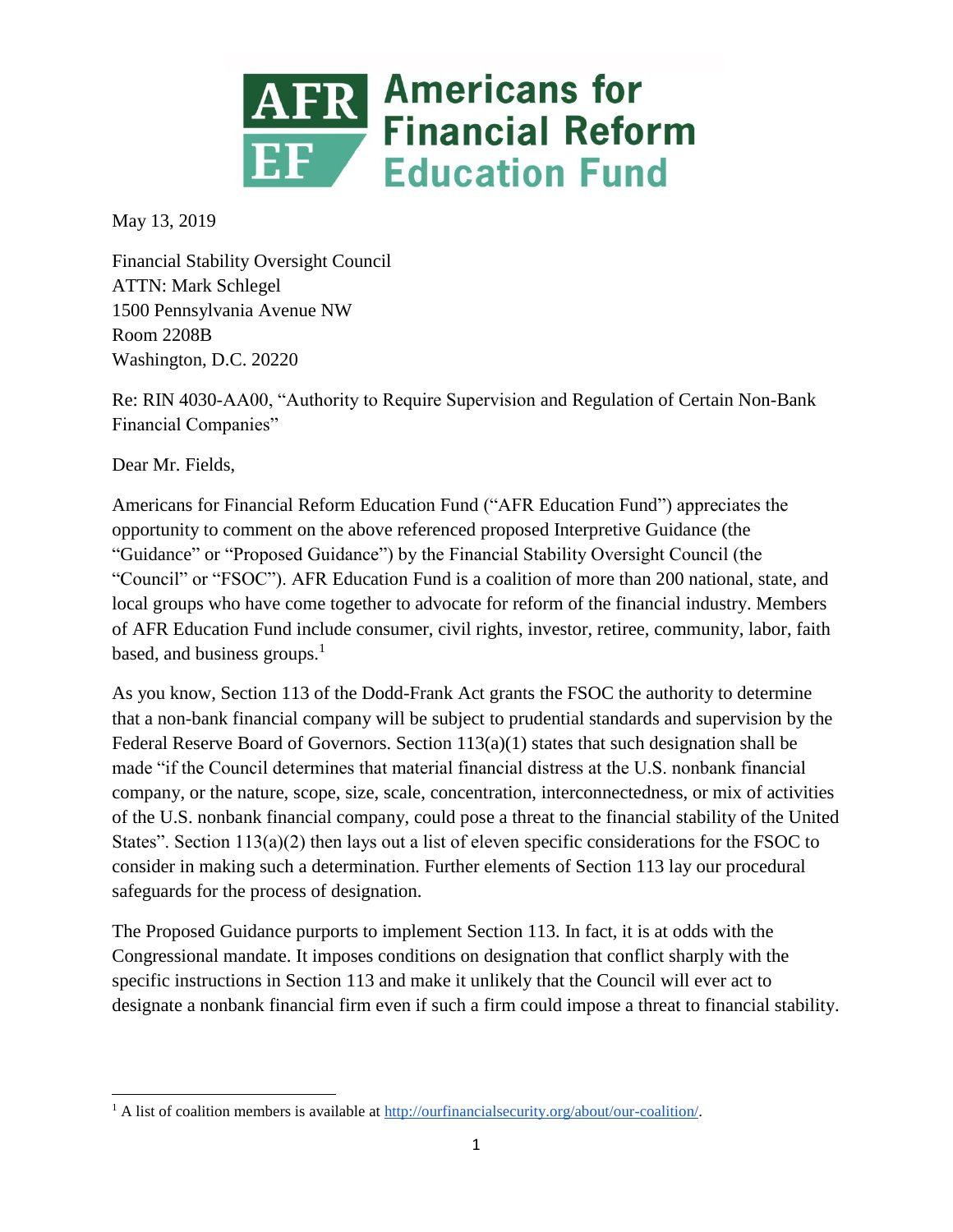**Americans for Financial Reform Education Fund**

May 13, 2019

Financial Stability Oversight Council
ATTN: Mark Schlegel
1500 Pennsylvania Avenue NW
Room 2208B
Washington, D.C. 20220

Re: RIN 4030-AA00, "Authority to Require Supervision and Regulation of Certain Non-Bank Financial Companies"

Dear Mr. Fields,

Americans for Financial Reform Education Fund ("AFR Education Fund") appreciates the opportunity to comment on the above referenced proposed Interpretive Guidance (the "Guidance" or "Proposed Guidance") by the Financial Stability Oversight Council (the "Council" or "FSOC"). AFR Education Fund is a coalition of more than 200 national, state, and local groups who have come together to advocate for reform of the financial industry. Members of AFR Education Fund include consumer, civil rights, investor, retiree, community, labor, faith based, and business groups.[1]

As you know, Section 113 of the Dodd-Frank Act grants the FSOC the authority to determine that a non-bank financial company will be subject to prudential standards and supervision by the Federal Reserve Board of Governors. Section 113(a)(1) states that such designation shall be made "if the Council determines that material financial distress at the U.S. nonbank financial company, or the nature, scope, size, scale, concentration, interconnectedness, or mix of activities of the U.S. nonbank financial company, could pose a threat to the financial stability of the United States". Section 113(a)(2) then lays out a list of eleven specific considerations for the FSOC to consider in making such a determination. Further elements of Section 113 lay our procedural safeguards for the process of designation.

The Proposed Guidance purports to implement Section 113. In fact, it is at odds with the Congressional mandate. It imposes conditions on designation that conflict sharply with the specific instructions in Section 113 and make it unlikely that the Council will ever act to designate a nonbank financial firm even if such a firm could impose a threat to financial stability.

---

[1] A list of coalition members is available at http://ourfinancialsecurity.org/about/our-coalition/.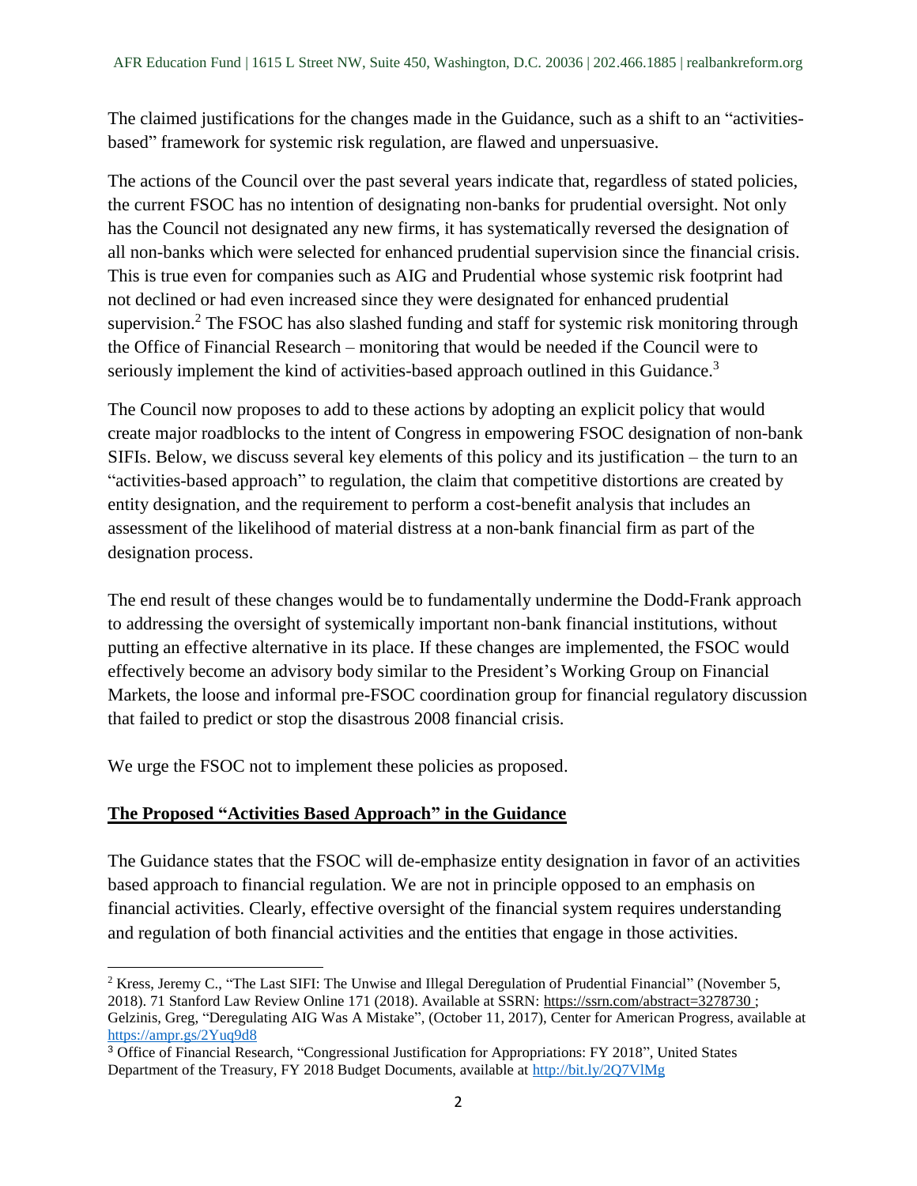The claimed justifications for the changes made in the Guidance, such as a shift to an "activities-based" framework for systemic risk regulation, are flawed and unpersuasive.

The actions of the Council over the past several years indicate that, regardless of stated policies, the current FSOC has no intention of designating non-banks for prudential oversight. Not only has the Council not designated any new firms, it has systematically reversed the designation of all non-banks which were selected for enhanced prudential supervision since the financial crisis. This is true even for companies such as AIG and Prudential whose systemic risk footprint had not declined or had even increased since they were designated for enhanced prudential supervision.[2] The FSOC has also slashed funding and staff for systemic risk monitoring through the Office of Financial Research – monitoring that would be needed if the Council were to seriously implement the kind of activities-based approach outlined in this Guidance.[3]

The Council now proposes to add to these actions by adopting an explicit policy that would create major roadblocks to the intent of Congress in empowering FSOC designation of non-bank SIFIs. Below, we discuss several key elements of this policy and its justification – the turn to an "activities-based approach" to regulation, the claim that competitive distortions are created by entity designation, and the requirement to perform a cost-benefit analysis that includes an assessment of the likelihood of material distress at a non-bank financial firm as part of the designation process.

The end result of these changes would be to fundamentally undermine the Dodd-Frank approach to addressing the oversight of systemically important non-bank financial institutions, without putting an effective alternative in its place. If these changes are implemented, the FSOC would effectively become an advisory body similar to the President's Working Group on Financial Markets, the loose and informal pre-FSOC coordination group for financial regulatory discussion that failed to predict or stop the disastrous 2008 financial crisis.

We urge the FSOC not to implement these policies as proposed.

## **The Proposed "Activities Based Approach" in the Guidance**

The Guidance states that the FSOC will de-emphasize entity designation in favor of an activities based approach to financial regulation. We are not in principle opposed to an emphasis on financial activities. Clearly, effective oversight of the financial system requires understanding and regulation of both financial activities and the entities that engage in those activities.

---

[2] Kress, Jeremy C., "The Last SIFI: The Unwise and Illegal Deregulation of Prudential Financial" (November 5, 2018). 71 Stanford Law Review Online 171 (2018). Available at SSRN: https://ssrn.com/abstract=3278730 ; Gelzinis, Greg, "Deregulating AIG Was A Mistake", (October 11, 2017), Center for American Progress, available at https://ampr.gs/2Yuq9d8

[3] Office of Financial Research, "Congressional Justification for Appropriations: FY 2018", United States Department of the Treasury, FY 2018 Budget Documents, available at http://bit.ly/2Q7VlMg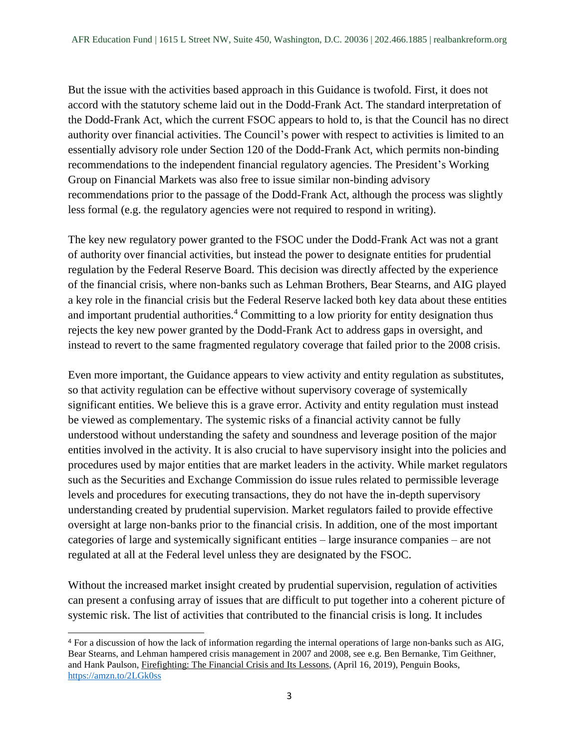But the issue with the activities based approach in this Guidance is twofold. First, it does not accord with the statutory scheme laid out in the Dodd-Frank Act. The standard interpretation of the Dodd-Frank Act, which the current FSOC appears to hold to, is that the Council has no direct authority over financial activities. The Council's power with respect to activities is limited to an essentially advisory role under Section 120 of the Dodd-Frank Act, which permits non-binding recommendations to the independent financial regulatory agencies. The President's Working Group on Financial Markets was also free to issue similar non-binding advisory recommendations prior to the passage of the Dodd-Frank Act, although the process was slightly less formal (e.g. the regulatory agencies were not required to respond in writing).

The key new regulatory power granted to the FSOC under the Dodd-Frank Act was not a grant of authority over financial activities, but instead the power to designate entities for prudential regulation by the Federal Reserve Board. This decision was directly affected by the experience of the financial crisis, where non-banks such as Lehman Brothers, Bear Stearns, and AIG played a key role in the financial crisis but the Federal Reserve lacked both key data about these entities and important prudential authorities.[4] Committing to a low priority for entity designation thus rejects the key new power granted by the Dodd-Frank Act to address gaps in oversight, and instead to revert to the same fragmented regulatory coverage that failed prior to the 2008 crisis.

Even more important, the Guidance appears to view activity and entity regulation as substitutes, so that activity regulation can be effective without supervisory coverage of systemically significant entities. We believe this is a grave error. Activity and entity regulation must instead be viewed as complementary. The systemic risks of a financial activity cannot be fully understood without understanding the safety and soundness and leverage position of the major entities involved in the activity. It is also crucial to have supervisory insight into the policies and procedures used by major entities that are market leaders in the activity. While market regulators such as the Securities and Exchange Commission do issue rules related to permissible leverage levels and procedures for executing transactions, they do not have the in-depth supervisory understanding created by prudential supervision. Market regulators failed to provide effective oversight at large non-banks prior to the financial crisis. In addition, one of the most important categories of large and systemically significant entities – large insurance companies – are not regulated at all at the Federal level unless they are designated by the FSOC.

Without the increased market insight created by prudential supervision, regulation of activities can present a confusing array of issues that are difficult to put together into a coherent picture of systemic risk. The list of activities that contributed to the financial crisis is long. It includes

[4] For a discussion of how the lack of information regarding the internal operations of large non-banks such as AIG, Bear Stearns, and Lehman hampered crisis management in 2007 and 2008, see e.g. Ben Bernanke, Tim Geithner, and Hank Paulson, Firefighting: The Financial Crisis and Its Lessons, (April 16, 2019), Penguin Books, https://amzn.to/2LGk0ss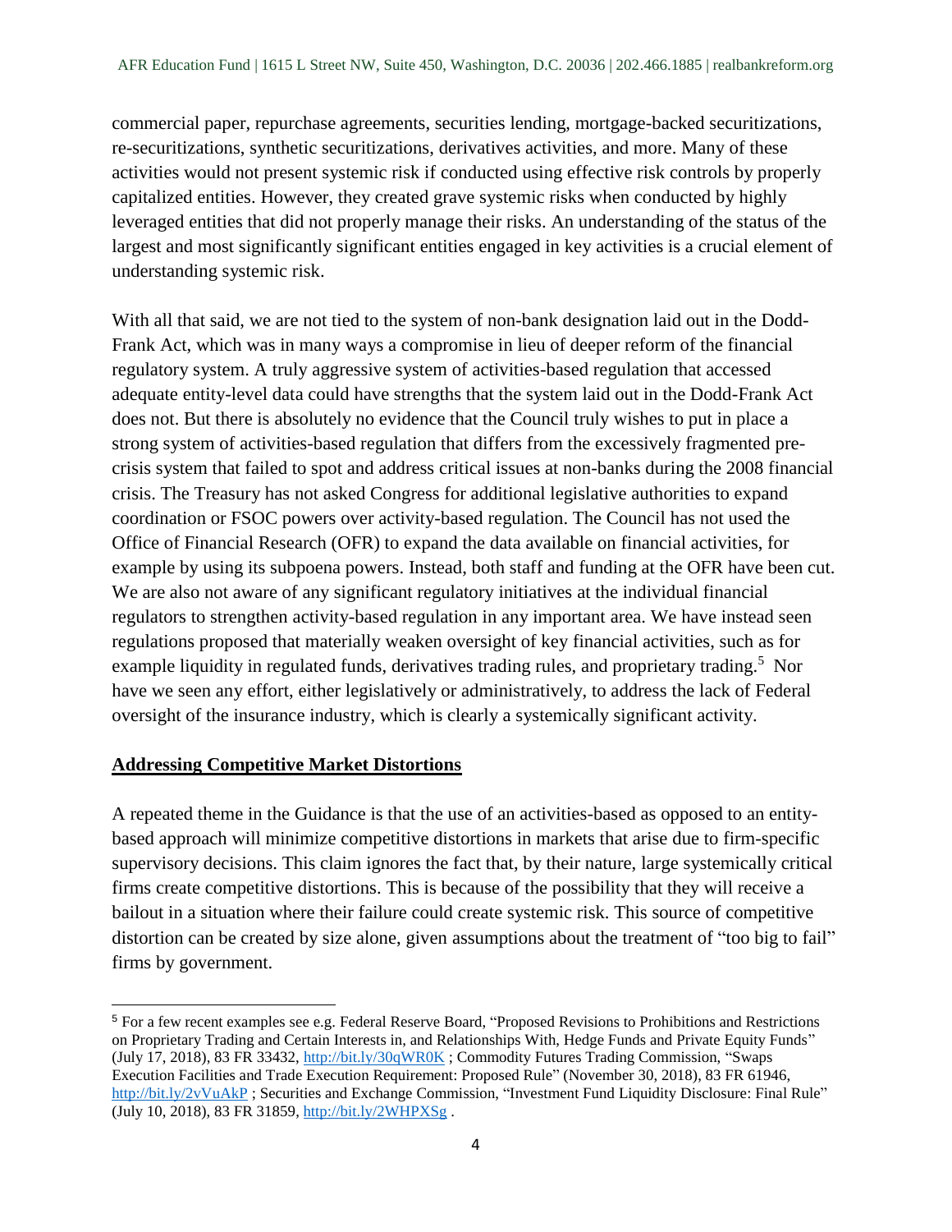commercial paper, repurchase agreements, securities lending, mortgage-backed securitizations, re-securitizations, synthetic securitizations, derivatives activities, and more. Many of these activities would not present systemic risk if conducted using effective risk controls by properly capitalized entities. However, they created grave systemic risks when conducted by highly leveraged entities that did not properly manage their risks. An understanding of the status of the largest and most significantly significant entities engaged in key activities is a crucial element of understanding systemic risk.

With all that said, we are not tied to the system of non-bank designation laid out in the Dodd-Frank Act, which was in many ways a compromise in lieu of deeper reform of the financial regulatory system. A truly aggressive system of activities-based regulation that accessed adequate entity-level data could have strengths that the system laid out in the Dodd-Frank Act does not. But there is absolutely no evidence that the Council truly wishes to put in place a strong system of activities-based regulation that differs from the excessively fragmented pre-crisis system that failed to spot and address critical issues at non-banks during the 2008 financial crisis. The Treasury has not asked Congress for additional legislative authorities to expand coordination or FSOC powers over activity-based regulation. The Council has not used the Office of Financial Research (OFR) to expand the data available on financial activities, for example by using its subpoena powers. Instead, both staff and funding at the OFR have been cut. We are also not aware of any significant regulatory initiatives at the individual financial regulators to strengthen activity-based regulation in any important area. We have instead seen regulations proposed that materially weaken oversight of key financial activities, such as for example liquidity in regulated funds, derivatives trading rules, and proprietary trading.[5] Nor have we seen any effort, either legislatively or administratively, to address the lack of Federal oversight of the insurance industry, which is clearly a systemically significant activity.

**Addressing Competitive Market Distortions**

A repeated theme in the Guidance is that the use of an activities-based as opposed to an entity-based approach will minimize competitive distortions in markets that arise due to firm-specific supervisory decisions. This claim ignores the fact that, by their nature, large systemically critical firms create competitive distortions. This is because of the possibility that they will receive a bailout in a situation where their failure could create systemic risk. This source of competitive distortion can be created by size alone, given assumptions about the treatment of "too big to fail" firms by government.

---

[5] For a few recent examples see e.g. Federal Reserve Board, "Proposed Revisions to Prohibitions and Restrictions on Proprietary Trading and Certain Interests in, and Relationships With, Hedge Funds and Private Equity Funds" (July 17, 2018), 83 FR 33432, http://bit.ly/30qWR0K ; Commodity Futures Trading Commission, "Swaps Execution Facilities and Trade Execution Requirement: Proposed Rule" (November 30, 2018), 83 FR 61946, http://bit.ly/2vVuAkP ; Securities and Exchange Commission, "Investment Fund Liquidity Disclosure: Final Rule" (July 10, 2018), 83 FR 31859, http://bit.ly/2WHPXSg .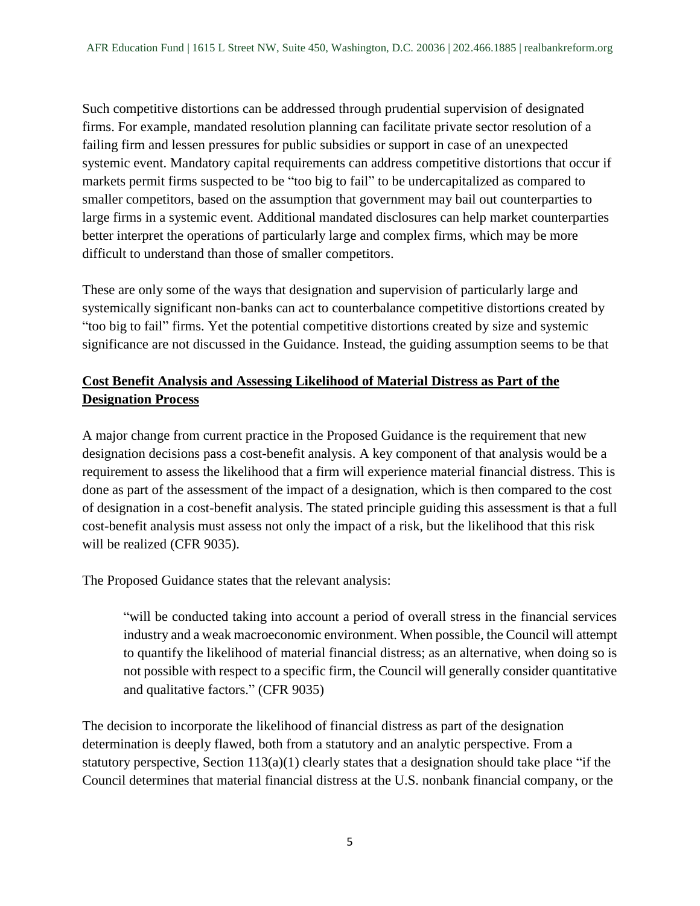Such competitive distortions can be addressed through prudential supervision of designated firms. For example, mandated resolution planning can facilitate private sector resolution of a failing firm and lessen pressures for public subsidies or support in case of an unexpected systemic event. Mandatory capital requirements can address competitive distortions that occur if markets permit firms suspected to be "too big to fail" to be undercapitalized as compared to smaller competitors, based on the assumption that government may bail out counterparties to large firms in a systemic event. Additional mandated disclosures can help market counterparties better interpret the operations of particularly large and complex firms, which may be more difficult to understand than those of smaller competitors.

These are only some of the ways that designation and supervision of particularly large and systemically significant non-banks can act to counterbalance competitive distortions created by "too big to fail" firms. Yet the potential competitive distortions created by size and systemic significance are not discussed in the Guidance. Instead, the guiding assumption seems to be that

## **Cost Benefit Analysis and Assessing Likelihood of Material Distress as Part of the Designation Process**

A major change from current practice in the Proposed Guidance is the requirement that new designation decisions pass a cost-benefit analysis. A key component of that analysis would be a requirement to assess the likelihood that a firm will experience material financial distress. This is done as part of the assessment of the impact of a designation, which is then compared to the cost of designation in a cost-benefit analysis. The stated principle guiding this assessment is that a full cost-benefit analysis must assess not only the impact of a risk, but the likelihood that this risk will be realized (CFR 9035).

The Proposed Guidance states that the relevant analysis:

> "will be conducted taking into account a period of overall stress in the financial services industry and a weak macroeconomic environment. When possible, the Council will attempt to quantify the likelihood of material financial distress; as an alternative, when doing so is not possible with respect to a specific firm, the Council will generally consider quantitative and qualitative factors." (CFR 9035)

The decision to incorporate the likelihood of financial distress as part of the designation determination is deeply flawed, both from a statutory and an analytic perspective. From a statutory perspective, Section 113(a)(1) clearly states that a designation should take place "if the Council determines that material financial distress at the U.S. nonbank financial company, or the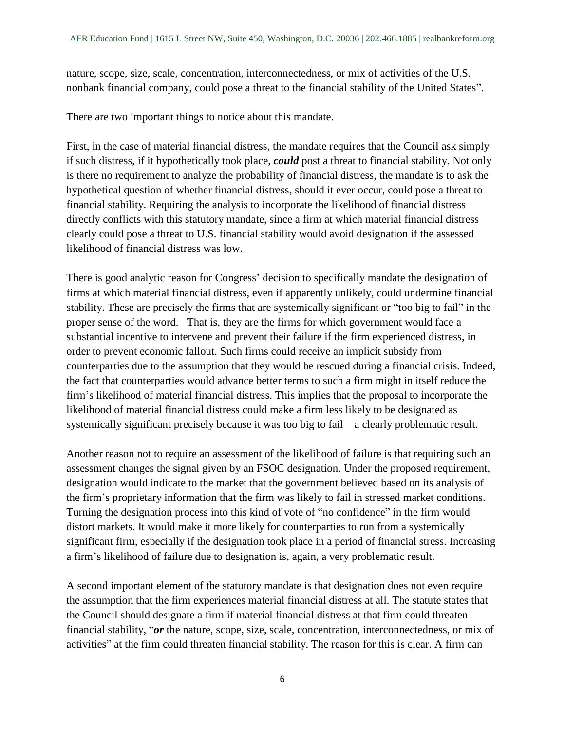nature, scope, size, scale, concentration, interconnectedness, or mix of activities of the U.S. nonbank financial company, could pose a threat to the financial stability of the United States".

There are two important things to notice about this mandate.

First, in the case of material financial distress, the mandate requires that the Council ask simply if such distress, if it hypothetically took place, ***could*** post a threat to financial stability. Not only is there no requirement to analyze the probability of financial distress, the mandate is to ask the hypothetical question of whether financial distress, should it ever occur, could pose a threat to financial stability. Requiring the analysis to incorporate the likelihood of financial distress directly conflicts with this statutory mandate, since a firm at which material financial distress clearly could pose a threat to U.S. financial stability would avoid designation if the assessed likelihood of financial distress was low.

There is good analytic reason for Congress' decision to specifically mandate the designation of firms at which material financial distress, even if apparently unlikely, could undermine financial stability. These are precisely the firms that are systemically significant or "too big to fail" in the proper sense of the word. That is, they are the firms for which government would face a substantial incentive to intervene and prevent their failure if the firm experienced distress, in order to prevent economic fallout. Such firms could receive an implicit subsidy from counterparties due to the assumption that they would be rescued during a financial crisis. Indeed, the fact that counterparties would advance better terms to such a firm might in itself reduce the firm's likelihood of material financial distress. This implies that the proposal to incorporate the likelihood of material financial distress could make a firm less likely to be designated as systemically significant precisely because it was too big to fail – a clearly problematic result.

Another reason not to require an assessment of the likelihood of failure is that requiring such an assessment changes the signal given by an FSOC designation. Under the proposed requirement, designation would indicate to the market that the government believed based on its analysis of the firm's proprietary information that the firm was likely to fail in stressed market conditions. Turning the designation process into this kind of vote of "no confidence" in the firm would distort markets. It would make it more likely for counterparties to run from a systemically significant firm, especially if the designation took place in a period of financial stress. Increasing a firm's likelihood of failure due to designation is, again, a very problematic result.

A second important element of the statutory mandate is that designation does not even require the assumption that the firm experiences material financial distress at all. The statute states that the Council should designate a firm if material financial distress at that firm could threaten financial stability, "***or*** the nature, scope, size, scale, concentration, interconnectedness, or mix of activities" at the firm could threaten financial stability. The reason for this is clear. A firm can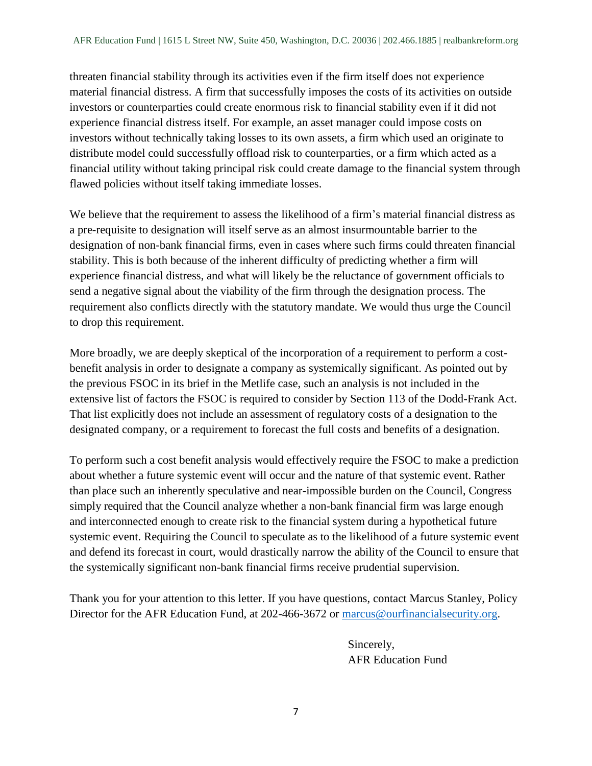threaten financial stability through its activities even if the firm itself does not experience material financial distress. A firm that successfully imposes the costs of its activities on outside investors or counterparties could create enormous risk to financial stability even if it did not experience financial distress itself. For example, an asset manager could impose costs on investors without technically taking losses to its own assets, a firm which used an originate to distribute model could successfully offload risk to counterparties, or a firm which acted as a financial utility without taking principal risk could create damage to the financial system through flawed policies without itself taking immediate losses.

We believe that the requirement to assess the likelihood of a firm's material financial distress as a pre-requisite to designation will itself serve as an almost insurmountable barrier to the designation of non-bank financial firms, even in cases where such firms could threaten financial stability. This is both because of the inherent difficulty of predicting whether a firm will experience financial distress, and what will likely be the reluctance of government officials to send a negative signal about the viability of the firm through the designation process. The requirement also conflicts directly with the statutory mandate. We would thus urge the Council to drop this requirement.

More broadly, we are deeply skeptical of the incorporation of a requirement to perform a cost-benefit analysis in order to designate a company as systemically significant. As pointed out by the previous FSOC in its brief in the Metlife case, such an analysis is not included in the extensive list of factors the FSOC is required to consider by Section 113 of the Dodd-Frank Act. That list explicitly does not include an assessment of regulatory costs of a designation to the designated company, or a requirement to forecast the full costs and benefits of a designation.

To perform such a cost benefit analysis would effectively require the FSOC to make a prediction about whether a future systemic event will occur and the nature of that systemic event. Rather than place such an inherently speculative and near-impossible burden on the Council, Congress simply required that the Council analyze whether a non-bank financial firm was large enough and interconnected enough to create risk to the financial system during a hypothetical future systemic event. Requiring the Council to speculate as to the likelihood of a future systemic event and defend its forecast in court, would drastically narrow the ability of the Council to ensure that the systemically significant non-bank financial firms receive prudential supervision.

Thank you for your attention to this letter. If you have questions, contact Marcus Stanley, Policy Director for the AFR Education Fund, at 202-466-3672 or marcus@ourfinancialsecurity.org.

Sincerely,
AFR Education Fund